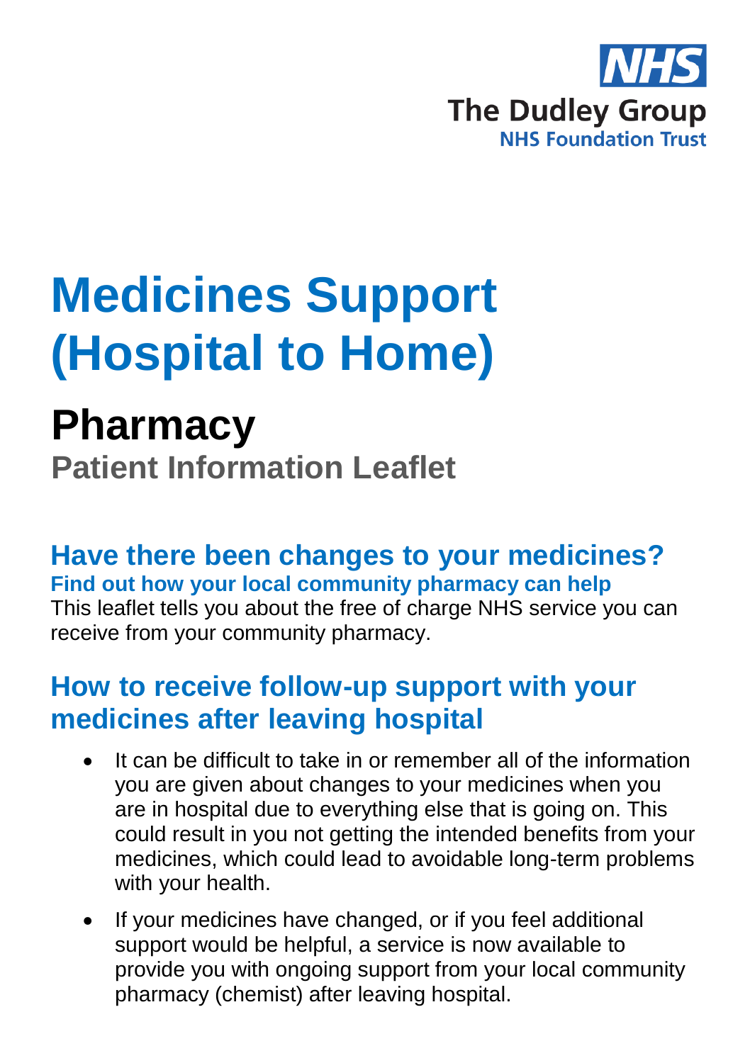NHS

The Dudley Group
NHS Foundation Trust

# Medicines Support (Hospital to Home)

## Pharmacy

### Patient Information Leaflet

## Have there been changes to your medicines?

**Find out how your local community pharmacy can help**

This leaflet tells you about the free of charge NHS service you can receive from your community pharmacy.

## How to receive follow-up support with your medicines after leaving hospital

- It can be difficult to take in or remember all of the information you are given about changes to your medicines when you are in hospital due to everything else that is going on. This could result in you not getting the intended benefits from your medicines, which could lead to avoidable long-term problems with your health.
- If your medicines have changed, or if you feel additional support would be helpful, a service is now available to provide you with ongoing support from your local community pharmacy (chemist) after leaving hospital.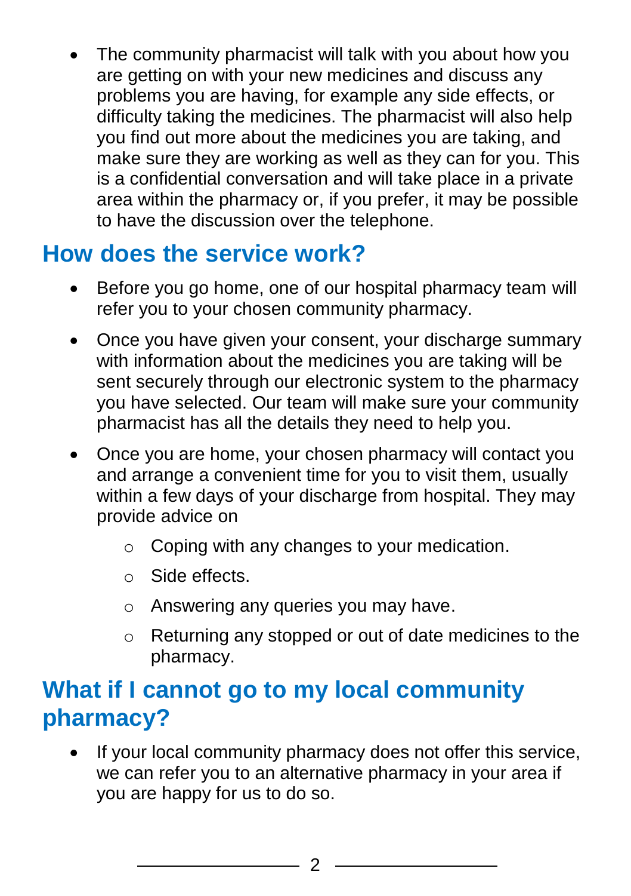- The community pharmacist will talk with you about how you are getting on with your new medicines and discuss any problems you are having, for example any side effects, or difficulty taking the medicines. The pharmacist will also help you find out more about the medicines you are taking, and make sure they are working as well as they can for you. This is a confidential conversation and will take place in a private area within the pharmacy or, if you prefer, it may be possible to have the discussion over the telephone.

## How does the service work?

- Before you go home, one of our hospital pharmacy team will refer you to your chosen community pharmacy.
- Once you have given your consent, your discharge summary with information about the medicines you are taking will be sent securely through our electronic system to the pharmacy you have selected. Our team will make sure your community pharmacist has all the details they need to help you.
- Once you are home, your chosen pharmacy will contact you and arrange a convenient time for you to visit them, usually within a few days of your discharge from hospital. They may provide advice on
    - Coping with any changes to your medication.
    - Side effects.
    - Answering any queries you may have.
    - Returning any stopped or out of date medicines to the pharmacy.

## What if I cannot go to my local community pharmacy?

- If your local community pharmacy does not offer this service, we can refer you to an alternative pharmacy in your area if you are happy for us to do so.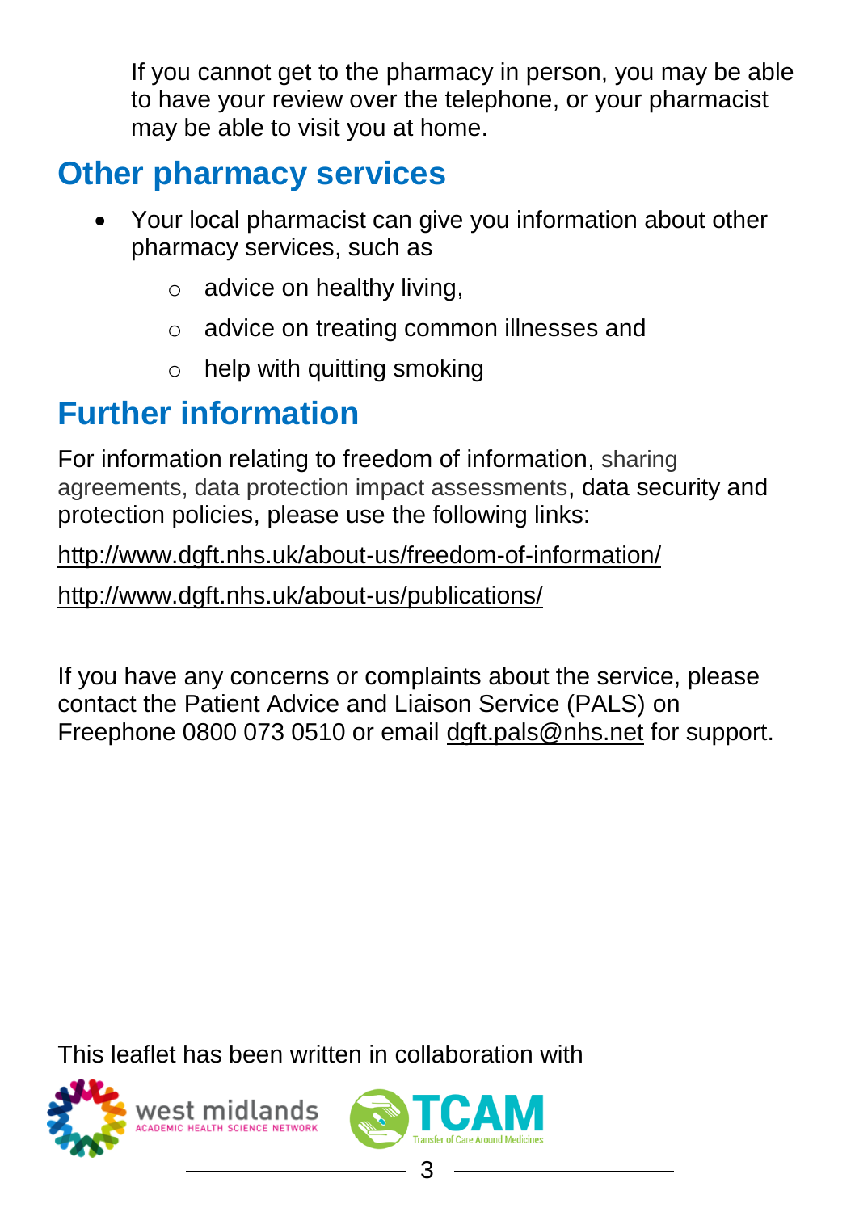If you cannot get to the pharmacy in person, you may be able to have your review over the telephone, or your pharmacist may be able to visit you at home.

## Other pharmacy services

- Your local pharmacist can give you information about other pharmacy services, such as
  - advice on healthy living,
  - advice on treating common illnesses and
  - help with quitting smoking

## Further information

For information relating to freedom of information, sharing agreements, data protection impact assessments, data security and protection policies, please use the following links:

http://www.dgft.nhs.uk/about-us/freedom-of-information/

http://www.dgft.nhs.uk/about-us/publications/

If you have any concerns or complaints about the service, please contact the Patient Advice and Liaison Service (PALS) on Freephone 0800 073 0510 or email dgft.pals@nhs.net for support.

This leaflet has been written in collaboration with

west midlands ACADEMIC HEALTH SCIENCE NETWORK

TCAM Transfer of Care Around Medicines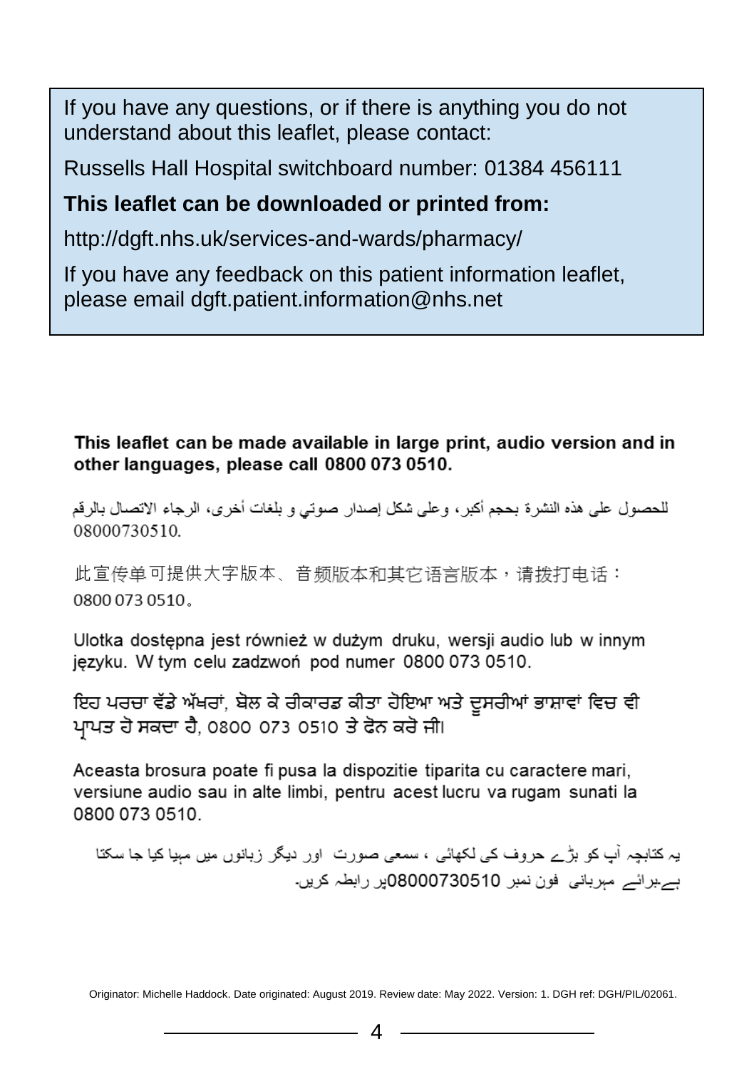If you have any questions, or if there is anything you do not understand about this leaflet, please contact:

Russells Hall Hospital switchboard number: 01384 456111

**This leaflet can be downloaded or printed from:**

http://dgft.nhs.uk/services-and-wards/pharmacy/

If you have any feedback on this patient information leaflet, please email dgft.patient.information@nhs.net

**This leaflet can be made available in large print, audio version and in other languages, please call 0800 073 0510.**

للحصول على هذه النشرة بحجم أكبر، وعلى شكل إصدار صوتي و بلغات أخرى، الرجاء الاتصال بالرقم 08000730510.

此宣传单可提供大字版本、音频版本和其它语言版本，请拨打电话：0800 073 0510。

Ulotka dostępna jest również w dużym druku, wersji audio lub w innym języku. W tym celu zadzwoń pod numer 0800 073 0510.

ਇਹ ਪਰਚਾ ਵੱਡੇ ਅੱਖਰਾਂ, ਬੋਲ ਕੇ ਰੀਕਾਰਡ ਕੀਤਾ ਹੋਇਆ ਅਤੇ ਦੂਸਰੀਆਂ ਭਾਸ਼ਾਵਾਂ ਵਿਚ ਵੀ ਪ੍ਰਾਪਤ ਹੋ ਸਕਦਾ ਹੈ, 0800 073 0510 ਤੇ ਫੋਨ ਕਰੋ ਜੀ।

Aceasta brosura poate fi pusa la dispozitie tiparita cu caractere mari, versiune audio sau in alte limbi, pentru acest lucru va rugam sunati la 0800 073 0510.

یہ کتابچہ آپ کو بڑے حروف کی لکھائی ، سمعی صورت اور دیگر زبانوں میں مہیا کیا جا سکتا ہےبرائے مہربانی فون نمبر 08000730510پر رابطہ کریں۔

Originator: Michelle Haddock. Date originated: August 2019. Review date: May 2022. Version: 1. DGH ref: DGH/PIL/02061.